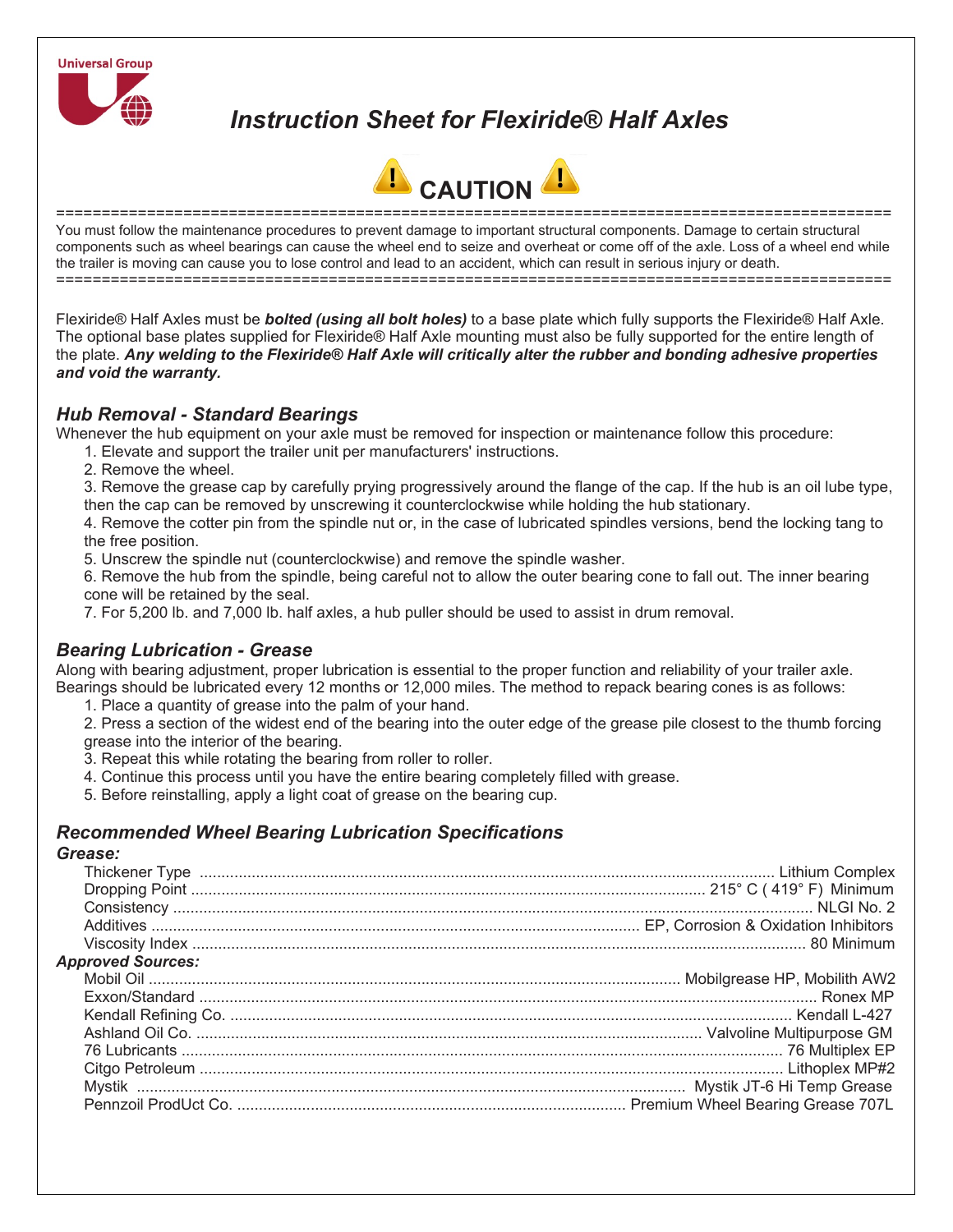Universal Group

# Instruction Sheet for Flexiride® Half Axles

## CAUTION

You must follow the maintenance procedures to prevent damage to important structural components. Damage to certain structural components such as wheel bearings can cause the wheel end to seize and overheat or come off of the axle. Loss of a wheel end while the trailer is moving can cause you to lose control and lead to an accident, which can result in serious injury or death.

Flexiride® Half Axles must be ***bolted (using all bolt holes)*** to a base plate which fully supports the Flexiride® Half Axle. The optional base plates supplied for Flexiride® Half Axle mounting must also be fully supported for the entire length of the plate. ***Any welding to the Flexiride® Half Axle will critically alter the rubber and bonding adhesive properties and void the warranty.***

### *Hub Removal - Standard Bearings*

Whenever the hub equipment on your axle must be removed for inspection or maintenance follow this procedure:

1. Elevate and support the trailer unit per manufacturers' instructions.
2. Remove the wheel.
3. Remove the grease cap by carefully prying progressively around the flange of the cap. If the hub is an oil lube type, then the cap can be removed by unscrewing it counterclockwise while holding the hub stationary.
4. Remove the cotter pin from the spindle nut or, in the case of lubricated spindles versions, bend the locking tang to the free position.
5. Unscrew the spindle nut (counterclockwise) and remove the spindle washer.
6. Remove the hub from the spindle, being careful not to allow the outer bearing cone to fall out. The inner bearing cone will be retained by the seal.
7. For 5,200 lb. and 7,000 lb. half axles, a hub puller should be used to assist in drum removal.

### *Bearing Lubrication - Grease*

Along with bearing adjustment, proper lubrication is essential to the proper function and reliability of your trailer axle. Bearings should be lubricated every 12 months or 12,000 miles. The method to repack bearing cones is as follows:

1. Place a quantity of grease into the palm of your hand.
2. Press a section of the widest end of the bearing into the outer edge of the grease pile closest to the thumb forcing grease into the interior of the bearing.
3. Repeat this while rotating the bearing from roller to roller.
4. Continue this process until you have the entire bearing completely filled with grease.
5. Before reinstalling, apply a light coat of grease on the bearing cup.

### *Recommended Wheel Bearing Lubrication Specifications*

***Grease:***

| | |
|---|---|
| Thickener Type | Lithium Complex |
| Dropping Point | 215° C ( 419° F) Minimum |
| Consistency | NLGI No. 2 |
| Additives | EP, Corrosion & Oxidation Inhibitors |
| Viscosity Index | 80 Minimum |

***Approved Sources:***

| | |
|---|---|
| Mobil Oil | Mobilgrease HP, Mobilith AW2 |
| Exxon/Standard | Ronex MP |
| Kendall Refining Co. | Kendall L-427 |
| Ashland Oil Co. | Valvoline Multipurpose GM |
| 76 Lubricants | 76 Multiplex EP |
| Citgo Petroleum | Lithoplex MP#2 |
| Mystik | Mystik JT-6 Hi Temp Grease |
| Pennzoil ProdUct Co. | Premium Wheel Bearing Grease 707L |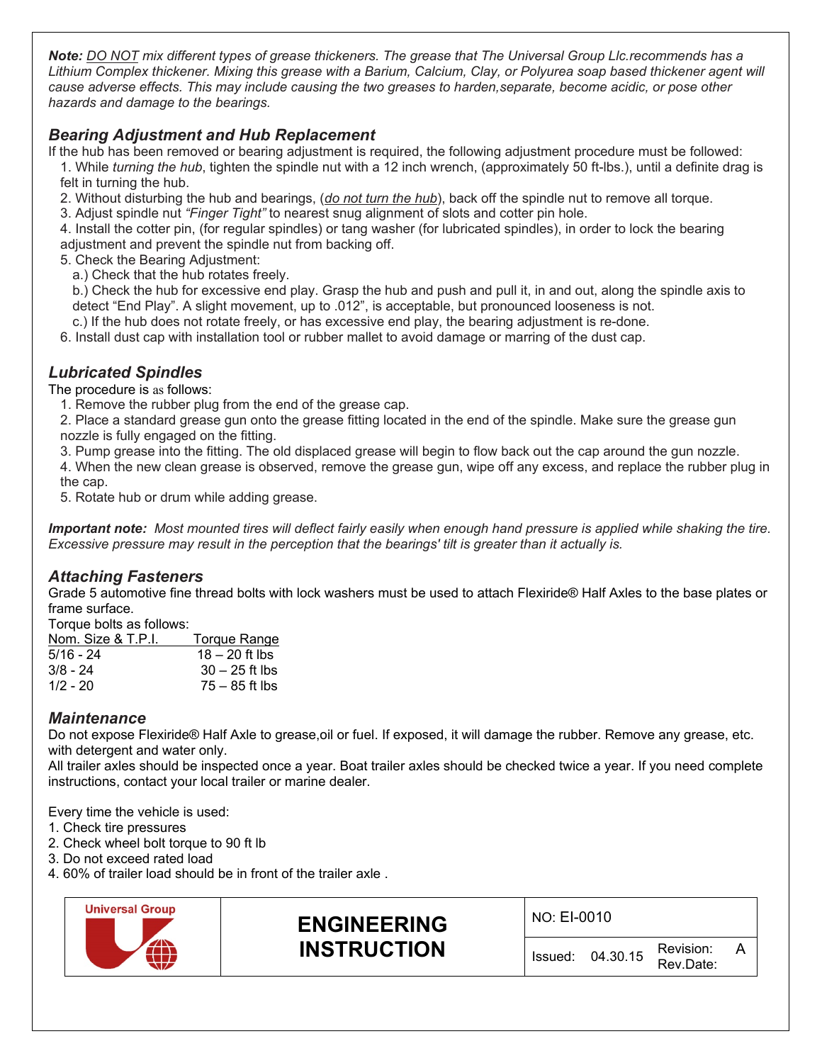***Note:*** *<u>DO NOT</u> mix different types of grease thickeners. The grease that The Universal Group Llc.recommends has a Lithium Complex thickener. Mixing this grease with a Barium, Calcium, Clay, or Polyurea soap based thickener agent will cause adverse effects. This may include causing the two greases to harden,separate, become acidic, or pose other hazards and damage to the bearings.*

## *Bearing Adjustment and Hub Replacement*

If the hub has been removed or bearing adjustment is required, the following adjustment procedure must be followed:

1. While *turning the hub*, tighten the spindle nut with a 12 inch wrench, (approximately 50 ft-lbs.), until a definite drag is felt in turning the hub.
2. Without disturbing the hub and bearings, (*<u>do not turn the hub</u>*), back off the spindle nut to remove all torque.
3. Adjust spindle nut *"Finger Tight"* to nearest snug alignment of slots and cotter pin hole.
4. Install the cotter pin, (for regular spindles) or tang washer (for lubricated spindles), in order to lock the bearing adjustment and prevent the spindle nut from backing off.
5. Check the Bearing Adjustment:
   a.) Check that the hub rotates freely.
   b.) Check the hub for excessive end play. Grasp the hub and push and pull it, in and out, along the spindle axis to detect "End Play". A slight movement, up to .012", is acceptable, but pronounced looseness is not.
   c.) If the hub does not rotate freely, or has excessive end play, the bearing adjustment is re-done.
6. Install dust cap with installation tool or rubber mallet to avoid damage or marring of the dust cap.

## *Lubricated Spindles*

The procedure is as follows:

1. Remove the rubber plug from the end of the grease cap.
2. Place a standard grease gun onto the grease fitting located in the end of the spindle. Make sure the grease gun nozzle is fully engaged on the fitting.
3. Pump grease into the fitting. The old displaced grease will begin to flow back out the cap around the gun nozzle.
4. When the new clean grease is observed, remove the grease gun, wipe off any excess, and replace the rubber plug in the cap.
5. Rotate hub or drum while adding grease.

***Important note:*** *Most mounted tires will deflect fairly easily when enough hand pressure is applied while shaking the tire. Excessive pressure may result in the perception that the bearings' tilt is greater than it actually is.*

## *Attaching Fasteners*

Grade 5 automotive fine thread bolts with lock washers must be used to attach Flexiride® Half Axles to the base plates or frame surface.

Torque bolts as follows:

| Nom. Size & T.P.I. | Torque Range |
|---|---|
| 5/16 - 24 | 18 – 20 ft lbs |
| 3/8 - 24 | 30 – 25 ft lbs |
| 1/2 - 20 | 75 – 85 ft lbs |

## *Maintenance*

Do not expose Flexiride® Half Axle to grease,oil or fuel. If exposed, it will damage the rubber. Remove any grease, etc. with detergent and water only.

All trailer axles should be inspected once a year. Boat trailer axles should be checked twice a year. If you need complete instructions, contact your local trailer or marine dealer.

Every time the vehicle is used:

1. Check tire pressures
2. Check wheel bolt torque to 90 ft lb
3. Do not exceed rated load
4. 60% of trailer load should be in front of the trailer axle .

| Universal Group | ENGINEERING INSTRUCTION | NO: EI-0010 | |
|---|---|---|---|
| | | Issued: 04.30.15 | Revision: A Rev.Date: |